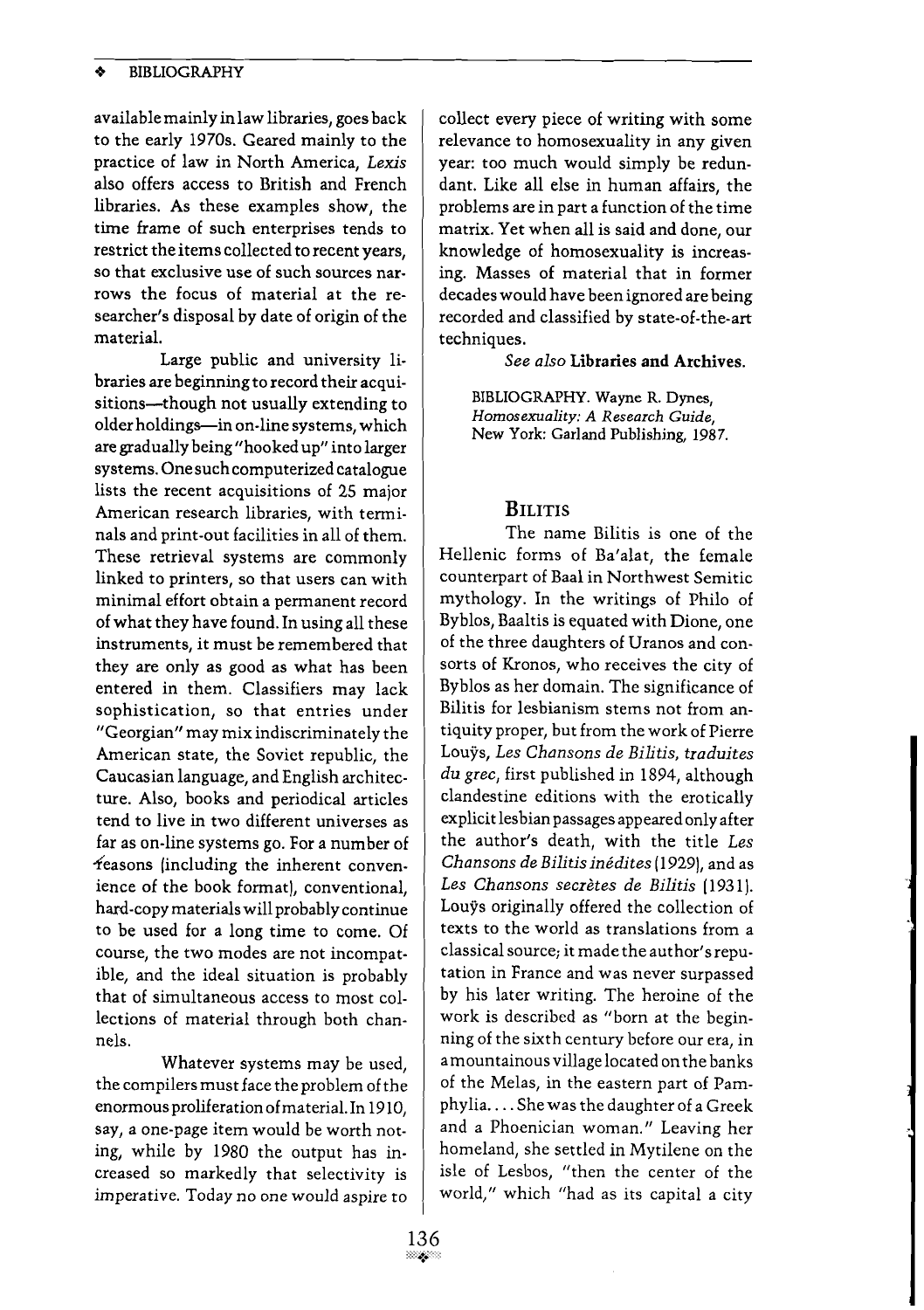available mainly in law libraries, goes back to the early 1970s. Geared mainly to the practice of law in North America, *Lexis* also offers access to British and French libraries. As these examples show, the time frame of such enterprises tends to restrict the items collected to recent years, so that exclusive use of such sources narrows the focus of material at the researcher's disposal by date of origin of the material.

Large public and university libraries are beginning to record their acquisitions—though not usually extending to older holdings—in on-line systems, which are gradually being "hooked up" into larger systems. One such computerized catalogue lists the recent acquisitions of 25 major American research libraries, with terminals and print-out facilities in all of them. These retrieval systems are commonly linked to printers, so that users can with minimal effort obtain a permanent record of what they have found. In using all these instruments, it must be remembered that they are only as good as what has been entered in them. Classifiers may lack sophistication, so that entries under "Georgian" may mix indiscriminately the American state, the Soviet republic, the Caucasian language, and English architecture. Also, books and periodical articles tend to live in two different universes as far as on-line systems go. For a number of reasons (including the inherent convenience of the book format), conventional, hard-copy materials will probably continue to be used for a long time to come. Of course, the two modes are not incompatible, and the ideal situation is probably that of simultaneous access to most collections of material through both channels.

Whatever systems may be used, the compilers must face the problem of the enormous proliferation of material. In 1910, say, a one-page item would be worth noting, while by 1980 the output has increased so markedly that selectivity is imperative. Today no one would aspire to collect every piece of writing with some relevance to homosexuality in any given year: too much would simply be redundant. Like all else in human affairs, the problems are in part a function of the time matrix. Yet when all is said and done, our knowledge of homosexuality is increasing. Masses of material that in former decades would have been ignored are being recorded and classified by state-of-the-art techniques.

*See also* **Libraries and Archives.**

BIBLIOGRAPHY. Wayne R. Dynes, *Homosexuality: A Research Guide*, New York: Garland Publishing, 1987.

## Bilitis

The name Bilitis is one of the Hellenic forms of Ba'alat, the female counterpart of Baal in Northwest Semitic mythology. In the writings of Philo of Byblos, Baaltis is equated with Dione, one of the three daughters of Uranos and consorts of Kronos, who receives the city of Byblos as her domain. The significance of Bilitis for lesbianism stems not from antiquity proper, but from the work of Pierre Louÿs, *Les Chansons de Bilitis, traduites du grec*, first published in 1894, although clandestine editions with the erotically explicit lesbian passages appeared only after the author's death, with the title *Les Chansons de Bilitis inédites* (1929), and as *Les Chansons secrètes de Bilitis* (1931). Louÿs originally offered the collection of texts to the world as translations from a classical source; it made the author's reputation in France and was never surpassed by his later writing. The heroine of the work is described as "born at the beginning of the sixth century before our era, in a mountainous village located on the banks of the Melas, in the eastern part of Pamphylia. . . . She was the daughter of a Greek and a Phoenician woman." Leaving her homeland, she settled in Mytilene on the isle of Lesbos, "then the center of the world," which "had as its capital a city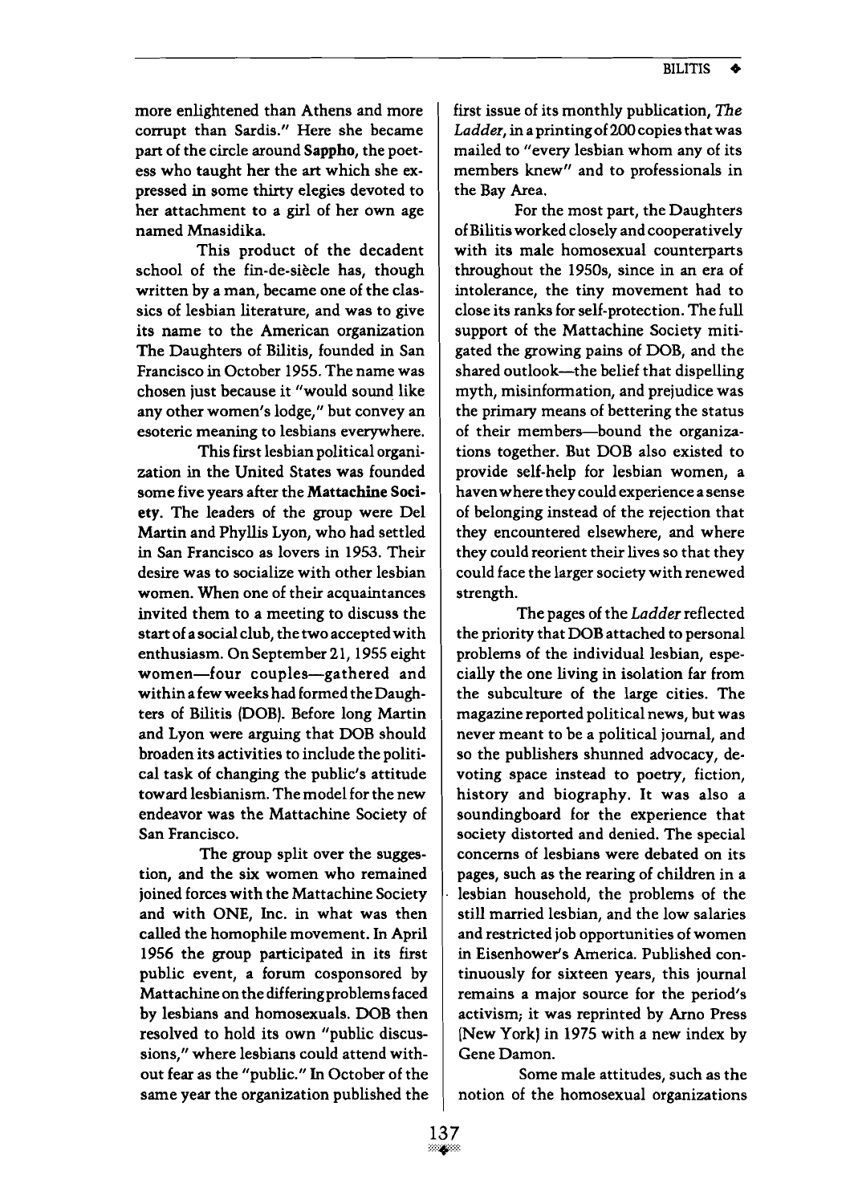more enlightened than Athens and more corrupt than Sardis." Here she became part of the circle around **Sappho**, the poetess who taught her the art which she expressed in some thirty elegies devoted to her attachment to a girl of her own age named Mnasidika.

This product of the decadent school of the fin-de-siècle has, though written by a man, became one of the classics of lesbian literature, and was to give its name to the American organization The Daughters of Bilitis, founded in San Francisco in October 1955. The name was chosen just because it "would sound like any other women's lodge," but convey an esoteric meaning to lesbians everywhere.

This first lesbian political organization in the United States was founded some five years after the **Mattachine Society**. The leaders of the group were Del Martin and Phyllis Lyon, who had settled in San Francisco as lovers in 1953. Their desire was to socialize with other lesbian women. When one of their acquaintances invited them to a meeting to discuss the start of a social club, the two accepted with enthusiasm. On September 21, 1955 eight women—four couples—gathered and within a few weeks had formed the Daughters of Bilitis (DOB). Before long Martin and Lyon were arguing that DOB should broaden its activities to include the political task of changing the public's attitude toward lesbianism. The model for the new endeavor was the Mattachine Society of San Francisco.

The group split over the suggestion, and the six women who remained joined forces with the Mattachine Society and with ONE, Inc. in what was then called the homophile movement. In April 1956 the group participated in its first public event, a forum cosponsored by Mattachine on the differing problems faced by lesbians and homosexuals. DOB then resolved to hold its own "public discussions," where lesbians could attend without fear as the "public." In October of the same year the organization published the first issue of its monthly publication, *The Ladder*, in a printing of 200 copies that was mailed to "every lesbian whom any of its members knew" and to professionals in the Bay Area.

For the most part, the Daughters of Bilitis worked closely and cooperatively with its male homosexual counterparts throughout the 1950s, since in an era of intolerance, the tiny movement had to close its ranks for self-protection. The full support of the Mattachine Society mitigated the growing pains of DOB, and the shared outlook—the belief that dispelling myth, misinformation, and prejudice was the primary means of bettering the status of their members—bound the organizations together. But DOB also existed to provide self-help for lesbian women, a haven where they could experience a sense of belonging instead of the rejection that they encountered elsewhere, and where they could reorient their lives so that they could face the larger society with renewed strength.

The pages of the *Ladder* reflected the priority that DOB attached to personal problems of the individual lesbian, especially the one living in isolation far from the subculture of the large cities. The magazine reported political news, but was never meant to be a political journal, and so the publishers shunned advocacy, devoting space instead to poetry, fiction, history and biography. It was also a soundingboard for the experience that society distorted and denied. The special concerns of lesbians were debated on its pages, such as the rearing of children in a lesbian household, the problems of the still married lesbian, and the low salaries and restricted job opportunities of women in Eisenhower's America. Published continuously for sixteen years, this journal remains a major source for the period's activism; it was reprinted by Arno Press (New York) in 1975 with a new index by Gene Damon.

Some male attitudes, such as the notion of the homosexual organizations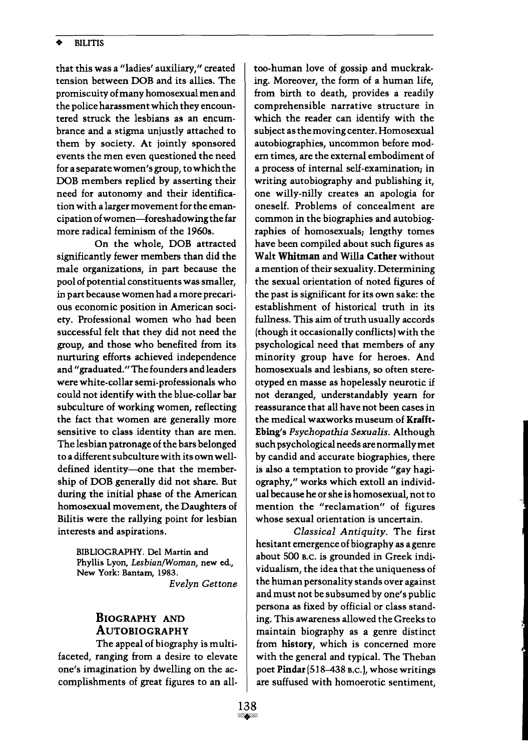that this was a "ladies' auxiliary," created tension between DOB and its allies. The promiscuity of many homosexual men and the police harassment which they encountered struck the lesbians as an encumbrance and a stigma unjustly attached to them by society. At jointly sponsored events the men even questioned the need for a separate women's group, to which the DOB members replied by asserting their need for autonomy and their identification with a larger movement for the emancipation of women—foreshadowing the far more radical feminism of the 1960s.

On the whole, DOB attracted significantly fewer members than did the male organizations, in part because the pool of potential constituents was smaller, in part because women had a more precarious economic position in American society. Professional women who had been successful felt that they did not need the group, and those who benefited from its nurturing efforts achieved independence and "graduated." The founders and leaders were white-collar semi-professionals who could not identify with the blue-collar bar subculture of working women, reflecting the fact that women are generally more sensitive to class identity than are men. The lesbian patronage of the bars belonged to a different subculture with its own well-defined identity—one that the membership of DOB generally did not share. But during the initial phase of the American homosexual movement, the Daughters of Bilitis were the rallying point for lesbian interests and aspirations.

BIBLIOGRAPHY. Del Martin and Phyllis Lyon, *Lesbian/Woman*, new ed., New York: Bantam, 1983.

*Evelyn Gettone*

## Biography and Autobiography

The appeal of biography is multifaceted, ranging from a desire to elevate one's imagination by dwelling on the accomplishments of great figures to an all-too-human love of gossip and muckraking. Moreover, the form of a human life, from birth to death, provides a readily comprehensible narrative structure in which the reader can identify with the subject as the moving center. Homosexual autobiographies, uncommon before modern times, are the external embodiment of a process of internal self-examination; in writing autobiography and publishing it, one willy-nilly creates an apologia for oneself. Problems of concealment are common in the biographies and autobiographies of homosexuals; lengthy tomes have been compiled about such figures as **Walt Whitman** and Willa **Cather** without a mention of their sexuality. Determining the sexual orientation of noted figures of the past is significant for its own sake: the establishment of historical truth in its fullness. This aim of truth usually accords (though it occasionally conflicts) with the psychological need that members of any minority group have for heroes. And homosexuals and lesbians, so often stereotyped en masse as hopelessly neurotic if not deranged, understandably yearn for reassurance that all have not been cases in the medical waxworks museum of **Krafft-Ebing's** *Psychopathia Sexualis*. Although such psychological needs are normally met by candid and accurate biographies, there is also a temptation to provide "gay hagiography," works which extoll an individual because he or she is homosexual, not to mention the "reclamation" of figures whose sexual orientation is uncertain.

*Classical Antiquity.* The first hesitant emergence of biography as a genre about 500 B.C. is grounded in Greek individualism, the idea that the uniqueness of the human personality stands over against and must not be subsumed by one's public persona as fixed by official or class standing. This awareness allowed the Greeks to maintain biography as a genre distinct from **history**, which is concerned more with the general and typical. The Theban poet **Pindar** (518–438 B.C.), whose writings are suffused with homoerotic sentiment,